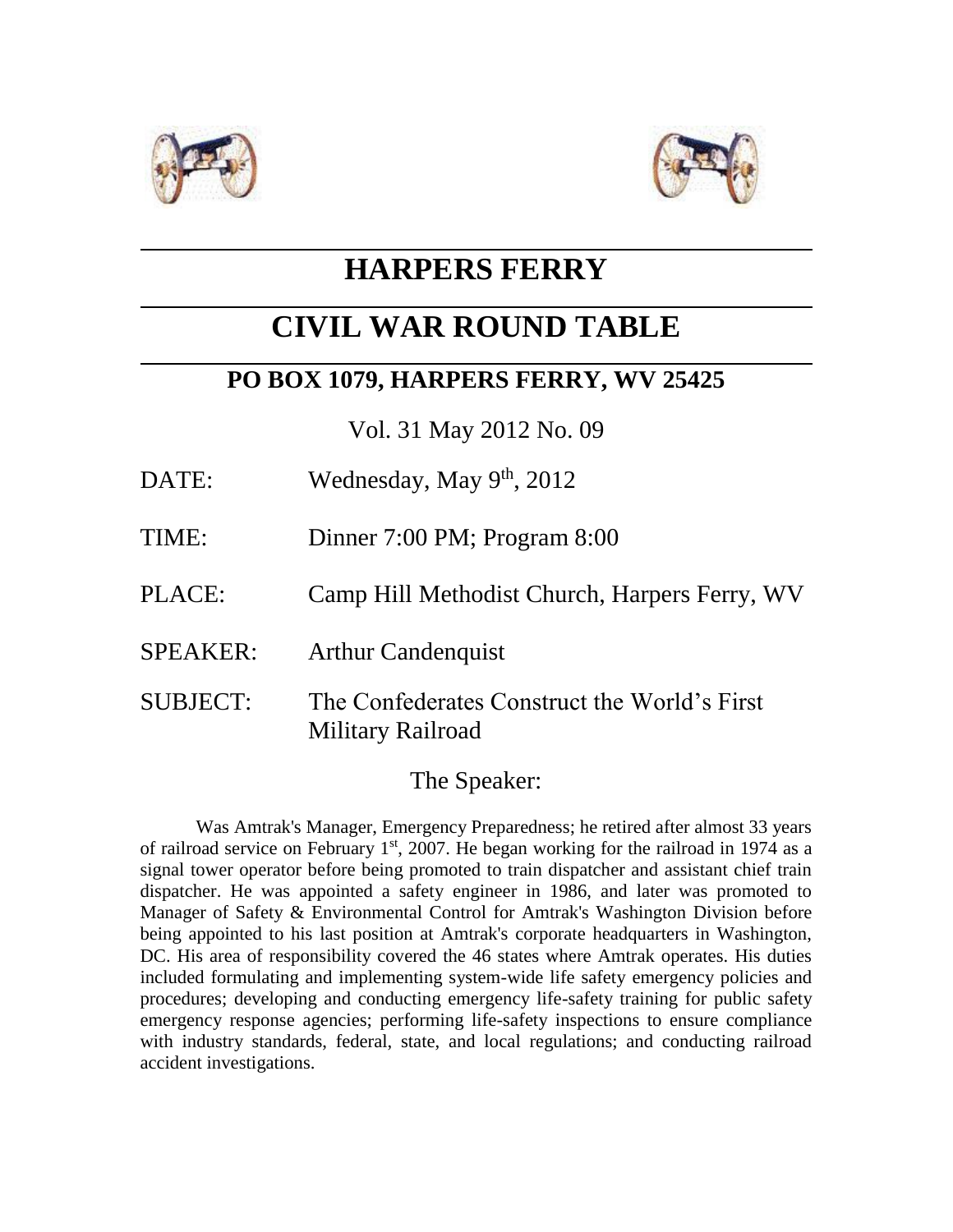# HARPERS FERRY

# CIVIL WAR ROUND TABLE

## PO BOX 1079, HARPERS FERRY, WV 25425

Vol. 31 May 2012 No. 09

DATE: Wednesday, May 9th, 2012

TIME: Dinner 7:00 PM; Program 8:00

PLACE: Camp Hill Methodist Church, Harpers Ferry, WV

SPEAKER: Arthur Candenquist

SUBJECT: The Confederates Construct the World's First Military Railroad

## The Speaker:

Was Amtrak's Manager, Emergency Preparedness; he retired after almost 33 years of railroad service on February 1st, 2007. He began working for the railroad in 1974 as a signal tower operator before being promoted to train dispatcher and assistant chief train dispatcher. He was appointed a safety engineer in 1986, and later was promoted to Manager of Safety & Environmental Control for Amtrak's Washington Division before being appointed to his last position at Amtrak's corporate headquarters in Washington, DC. His area of responsibility covered the 46 states where Amtrak operates. His duties included formulating and implementing system-wide life safety emergency policies and procedures; developing and conducting emergency life-safety training for public safety emergency response agencies; performing life-safety inspections to ensure compliance with industry standards, federal, state, and local regulations; and conducting railroad accident investigations.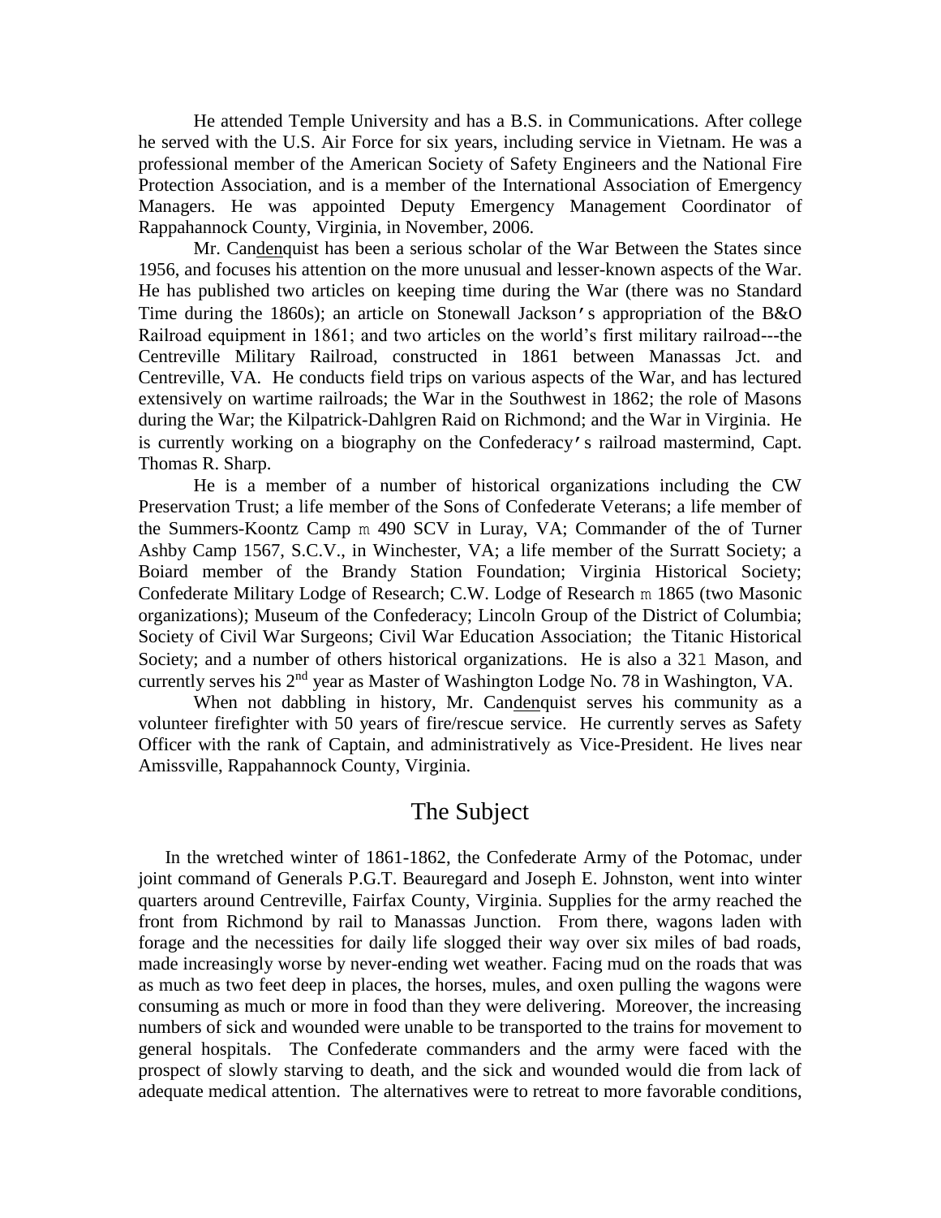He attended Temple University and has a B.S. in Communications. After college he served with the U.S. Air Force for six years, including service in Vietnam. He was a professional member of the American Society of Safety Engineers and the National Fire Protection Association, and is a member of the International Association of Emergency Managers. He was appointed Deputy Emergency Management Coordinator of Rappahannock County, Virginia, in November, 2006.

Mr. Candenquist has been a serious scholar of the War Between the States since 1956, and focuses his attention on the more unusual and lesser-known aspects of the War. He has published two articles on keeping time during the War (there was no Standard Time during the 1860s); an article on Stonewall Jackson's appropriation of the B&O Railroad equipment in 1861; and two articles on the world's first military railroad---the Centreville Military Railroad, constructed in 1861 between Manassas Jct. and Centreville, VA. He conducts field trips on various aspects of the War, and has lectured extensively on wartime railroads; the War in the Southwest in 1862; the role of Masons during the War; the Kilpatrick-Dahlgren Raid on Richmond; and the War in Virginia. He is currently working on a biography on the Confederacy's railroad mastermind, Capt. Thomas R. Sharp.

He is a member of a number of historical organizations including the CW Preservation Trust; a life member of the Sons of Confederate Veterans; a life member of the Summers-Koontz Camp m 490 SCV in Luray, VA; Commander of the of Turner Ashby Camp 1567, S.C.V., in Winchester, VA; a life member of the Surratt Society; a Boiard member of the Brandy Station Foundation; Virginia Historical Society; Confederate Military Lodge of Research; C.W. Lodge of Research m 1865 (two Masonic organizations); Museum of the Confederacy; Lincoln Group of the District of Columbia; Society of Civil War Surgeons; Civil War Education Association; the Titanic Historical Society; and a number of others historical organizations. He is also a 321 Mason, and currently serves his 2nd year as Master of Washington Lodge No. 78 in Washington, VA.

When not dabbling in history, Mr. Candenquist serves his community as a volunteer firefighter with 50 years of fire/rescue service. He currently serves as Safety Officer with the rank of Captain, and administratively as Vice-President. He lives near Amissville, Rappahannock County, Virginia.

## The Subject

In the wretched winter of 1861-1862, the Confederate Army of the Potomac, under joint command of Generals P.G.T. Beauregard and Joseph E. Johnston, went into winter quarters around Centreville, Fairfax County, Virginia. Supplies for the army reached the front from Richmond by rail to Manassas Junction. From there, wagons laden with forage and the necessities for daily life slogged their way over six miles of bad roads, made increasingly worse by never-ending wet weather. Facing mud on the roads that was as much as two feet deep in places, the horses, mules, and oxen pulling the wagons were consuming as much or more in food than they were delivering. Moreover, the increasing numbers of sick and wounded were unable to be transported to the trains for movement to general hospitals. The Confederate commanders and the army were faced with the prospect of slowly starving to death, and the sick and wounded would die from lack of adequate medical attention. The alternatives were to retreat to more favorable conditions,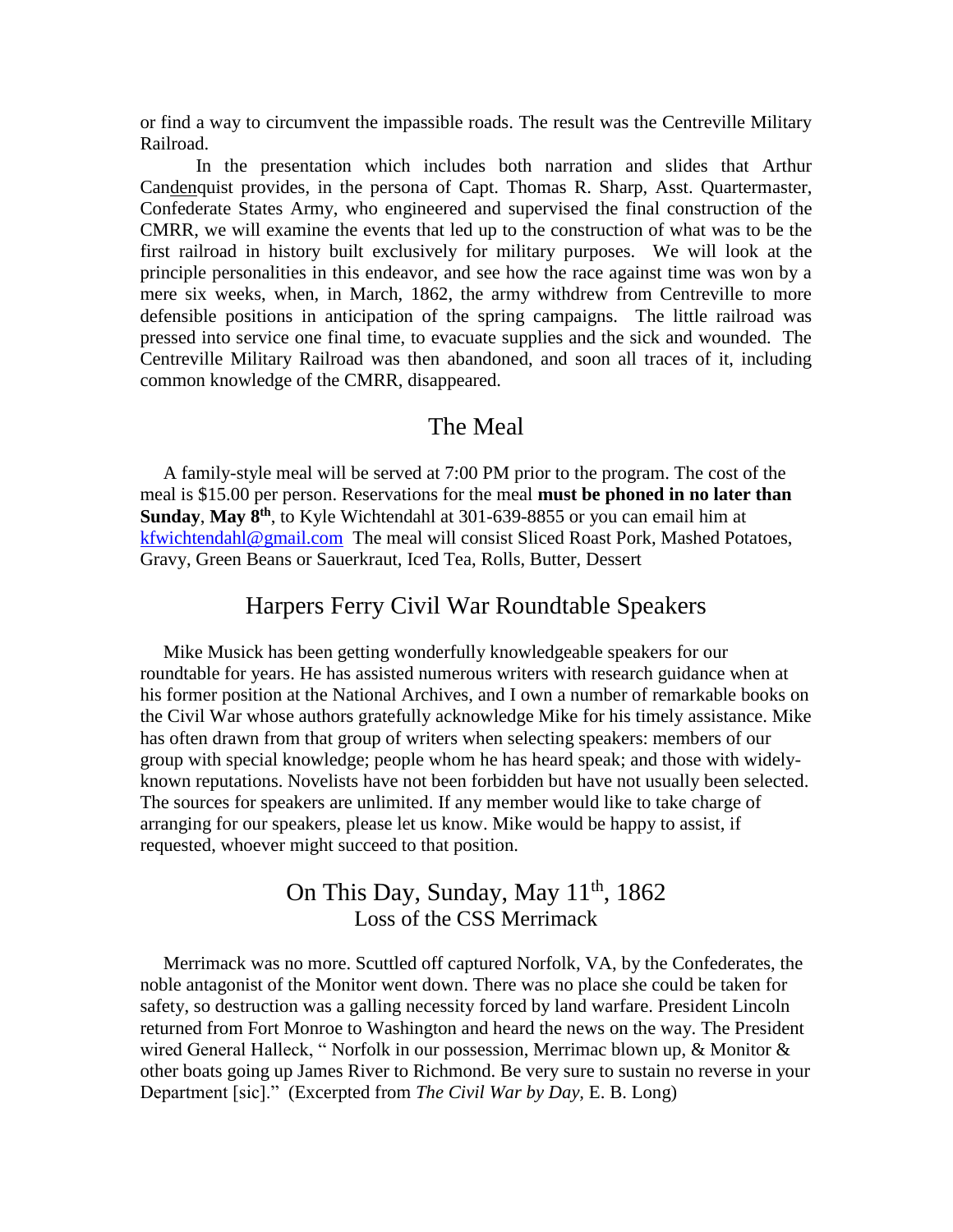or find a way to circumvent the impassible roads. The result was the Centreville Military Railroad.

In the presentation which includes both narration and slides that Arthur Candenquist provides, in the persona of Capt. Thomas R. Sharp, Asst. Quartermaster, Confederate States Army, who engineered and supervised the final construction of the CMRR, we will examine the events that led up to the construction of what was to be the first railroad in history built exclusively for military purposes. We will look at the principle personalities in this endeavor, and see how the race against time was won by a mere six weeks, when, in March, 1862, the army withdrew from Centreville to more defensible positions in anticipation of the spring campaigns. The little railroad was pressed into service one final time, to evacuate supplies and the sick and wounded. The Centreville Military Railroad was then abandoned, and soon all traces of it, including common knowledge of the CMRR, disappeared.

## The Meal

A family-style meal will be served at 7:00 PM prior to the program. The cost of the meal is $15.00 per person. Reservations for the meal **must be phoned in no later than Sunday**, **May 8th**, to Kyle Wichtendahl at 301-639-8855 or you can email him at kfwichtendahl@gmail.com The meal will consist Sliced Roast Pork, Mashed Potatoes, Gravy, Green Beans or Sauerkraut, Iced Tea, Rolls, Butter, Dessert

## Harpers Ferry Civil War Roundtable Speakers

Mike Musick has been getting wonderfully knowledgeable speakers for our roundtable for years. He has assisted numerous writers with research guidance when at his former position at the National Archives, and I own a number of remarkable books on the Civil War whose authors gratefully acknowledge Mike for his timely assistance. Mike has often drawn from that group of writers when selecting speakers: members of our group with special knowledge; people whom he has heard speak; and those with widely-known reputations. Novelists have not been forbidden but have not usually been selected. The sources for speakers are unlimited. If any member would like to take charge of arranging for our speakers, please let us know. Mike would be happy to assist, if requested, whoever might succeed to that position.

## On This Day, Sunday, May 11th, 1862
### Loss of the CSS Merrimack

Merrimack was no more. Scuttled off captured Norfolk, VA, by the Confederates, the noble antagonist of the Monitor went down. There was no place she could be taken for safety, so destruction was a galling necessity forced by land warfare. President Lincoln returned from Fort Monroe to Washington and heard the news on the way. The President wired General Halleck, " Norfolk in our possession, Merrimac blown up, & Monitor & other boats going up James River to Richmond. Be very sure to sustain no reverse in your Department [sic]." (Excerpted from *The Civil War by Day*, E. B. Long)